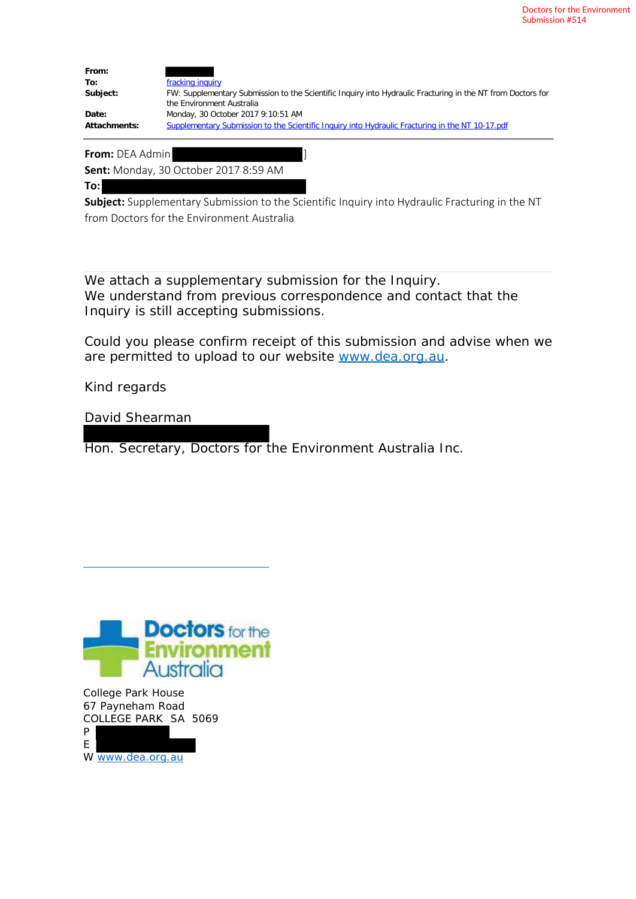Doctors for the Environment
Submission #514

| | |
|---|---|
| **From:** | |
| **To:** | fracking inquiry |
| **Subject:** | FW: Supplementary Submission to the Scientific Inquiry into Hydraulic Fracturing in the NT from Doctors for the Environment Australia |
| **Date:** | Monday, 30 October 2017 9:10:51 AM |
| **Attachments:** | Supplementary Submission to the Scientific Inquiry into Hydraulic Fracturing in the NT 10-17.pdf |

**From:** DEA Admin ]
**Sent:** Monday, 30 October 2017 8:59 AM
**To:**
**Subject:** Supplementary Submission to the Scientific Inquiry into Hydraulic Fracturing in the NT from Doctors for the Environment Australia

We attach a supplementary submission for the Inquiry.
We understand from previous correspondence and contact that the Inquiry is still accepting submissions.

Could you please confirm receipt of this submission and advise when we are permitted to upload to our website www.dea.org.au.

Kind regards

David Shearman

Hon. Secretary, Doctors for the Environment Australia Inc.

Doctors for the Environment Australia

College Park House
67 Payneham Road
COLLEGE PARK SA 5069
P
E
W www.dea.org.au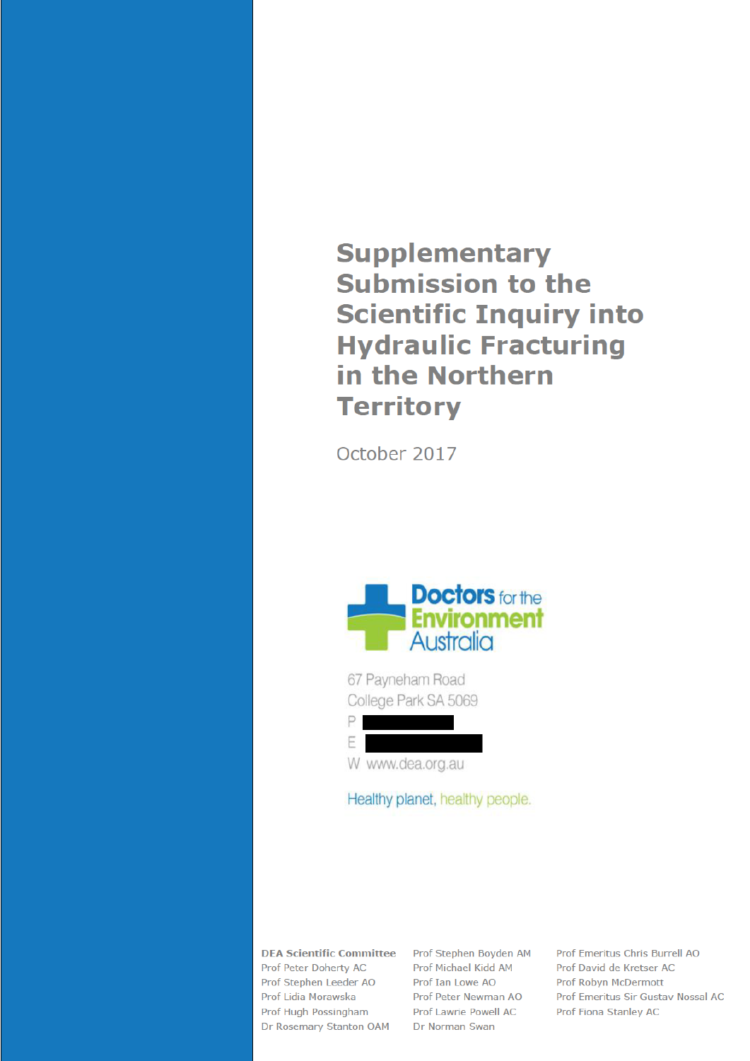# Supplementary Submission to the Scientific Inquiry into Hydraulic Fracturing in the Northern Territory

October 2017

Doctors for the Environment Australia

67 Payneham Road
College Park SA 5069
P
E
W www.dea.org.au

Healthy planet, healthy people.

**DEA Scientific Committee**

Prof Peter Doherty AC
Prof Stephen Leeder AO
Prof Lidia Morawska
Prof Hugh Possingham
Dr Rosemary Stanton OAM
Prof Stephen Boyden AM
Prof Michael Kidd AM
Prof Ian Lowe AO
Prof Peter Newman AO
Prof Lawrie Powell AC
Dr Norman Swan
Prof Emeritus Chris Burrell AO
Prof David de Kretser AC
Prof Robyn McDermott
Prof Emeritus Sir Gustav Nossal AC
Prof Fiona Stanley AC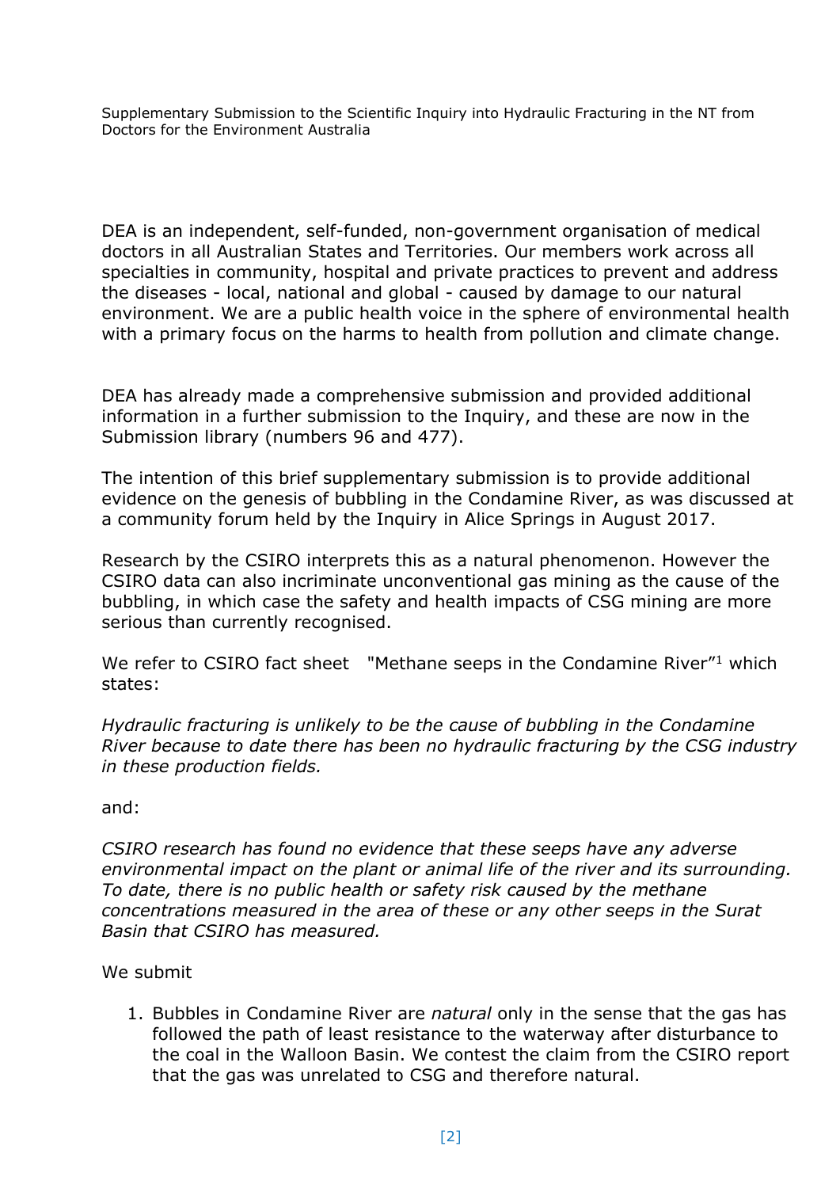Supplementary Submission to the Scientific Inquiry into Hydraulic Fracturing in the NT from Doctors for the Environment Australia

DEA is an independent, self-funded, non-government organisation of medical doctors in all Australian States and Territories. Our members work across all specialties in community, hospital and private practices to prevent and address the diseases - local, national and global - caused by damage to our natural environment. We are a public health voice in the sphere of environmental health with a primary focus on the harms to health from pollution and climate change.

DEA has already made a comprehensive submission and provided additional information in a further submission to the Inquiry, and these are now in the Submission library (numbers 96 and 477).

The intention of this brief supplementary submission is to provide additional evidence on the genesis of bubbling in the Condamine River, as was discussed at a community forum held by the Inquiry in Alice Springs in August 2017.

Research by the CSIRO interprets this as a natural phenomenon. However the CSIRO data can also incriminate unconventional gas mining as the cause of the bubbling, in which case the safety and health impacts of CSG mining are more serious than currently recognised.

We refer to CSIRO fact sheet "Methane seeps in the Condamine River"[1] which states:

*Hydraulic fracturing is unlikely to be the cause of bubbling in the Condamine River because to date there has been no hydraulic fracturing by the CSG industry in these production fields.*

and:

*CSIRO research has found no evidence that these seeps have any adverse environmental impact on the plant or animal life of the river and its surrounding. To date, there is no public health or safety risk caused by the methane concentrations measured in the area of these or any other seeps in the Surat Basin that CSIRO has measured.*

We submit

1. Bubbles in Condamine River are *natural* only in the sense that the gas has followed the path of least resistance to the waterway after disturbance to the coal in the Walloon Basin. We contest the claim from the CSIRO report that the gas was unrelated to CSG and therefore natural.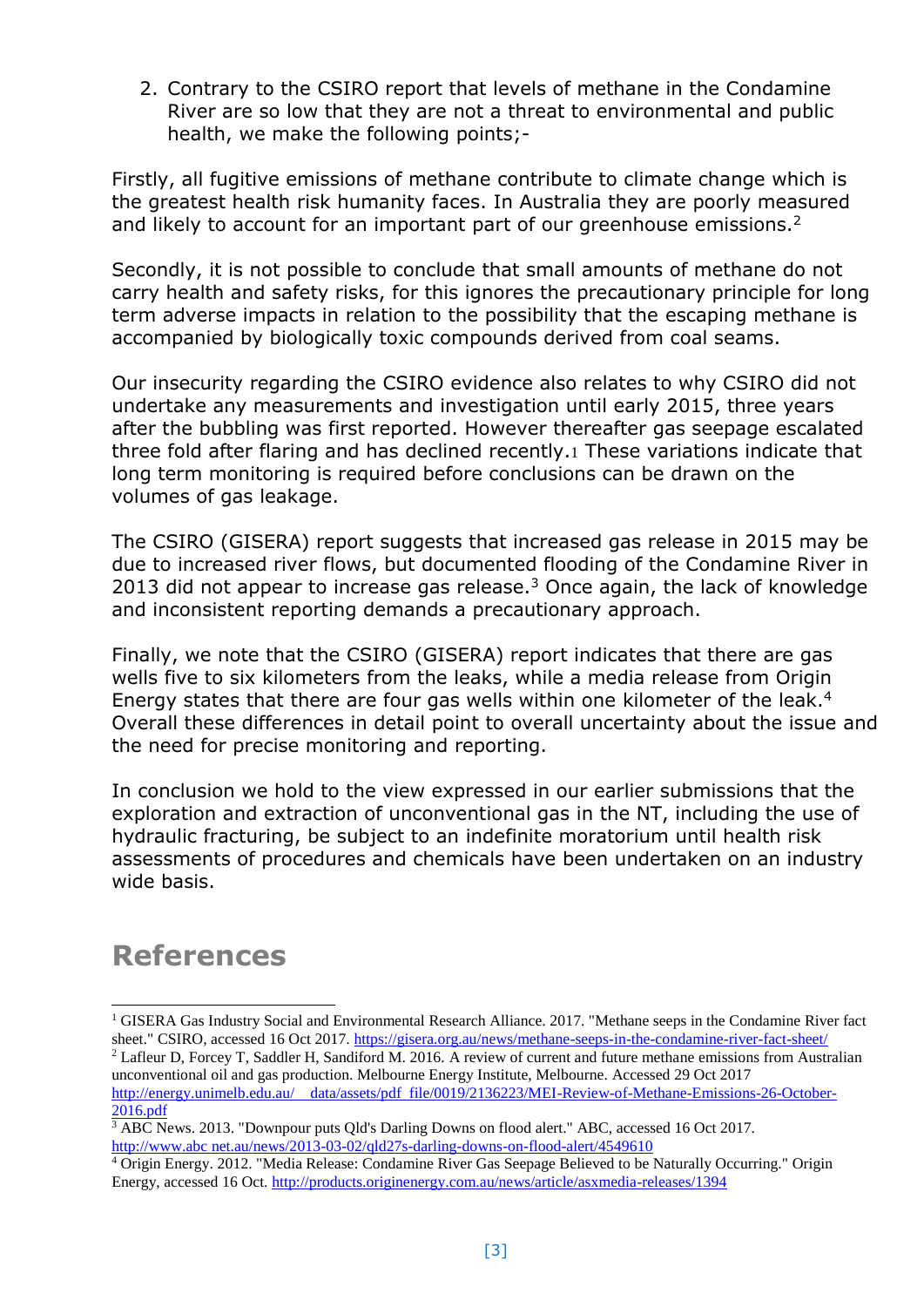2. Contrary to the CSIRO report that levels of methane in the Condamine River are so low that they are not a threat to environmental and public health, we make the following points;-

Firstly, all fugitive emissions of methane contribute to climate change which is the greatest health risk humanity faces. In Australia they are poorly measured and likely to account for an important part of our greenhouse emissions.[2]

Secondly, it is not possible to conclude that small amounts of methane do not carry health and safety risks, for this ignores the precautionary principle for long term adverse impacts in relation to the possibility that the escaping methane is accompanied by biologically toxic compounds derived from coal seams.

Our insecurity regarding the CSIRO evidence also relates to why CSIRO did not undertake any measurements and investigation until early 2015, three years after the bubbling was first reported. However thereafter gas seepage escalated three fold after flaring and has declined recently.[1] These variations indicate that long term monitoring is required before conclusions can be drawn on the volumes of gas leakage.

The CSIRO (GISERA) report suggests that increased gas release in 2015 may be due to increased river flows, but documented flooding of the Condamine River in 2013 did not appear to increase gas release.[3] Once again, the lack of knowledge and inconsistent reporting demands a precautionary approach.

Finally, we note that the CSIRO (GISERA) report indicates that there are gas wells five to six kilometers from the leaks, while a media release from Origin Energy states that there are four gas wells within one kilometer of the leak.[4] Overall these differences in detail point to overall uncertainty about the issue and the need for precise monitoring and reporting.

In conclusion we hold to the view expressed in our earlier submissions that the exploration and extraction of unconventional gas in the NT, including the use of hydraulic fracturing, be subject to an indefinite moratorium until health risk assessments of procedures and chemicals have been undertaken on an industry wide basis.

## References

[1] GISERA Gas Industry Social and Environmental Research Alliance. 2017. "Methane seeps in the Condamine River fact sheet." CSIRO, accessed 16 Oct 2017. https://gisera.org.au/news/methane-seeps-in-the-condamine-river-fact-sheet/

[2] Lafleur D, Forcey T, Saddler H, Sandiford M. 2016. A review of current and future methane emissions from Australian unconventional oil and gas production. Melbourne Energy Institute, Melbourne. Accessed 29 Oct 2017 http://energy.unimelb.edu.au/__data/assets/pdf_file/0019/2136223/MEI-Review-of-Methane-Emissions-26-October-2016.pdf

[3] ABC News. 2013. "Downpour puts Qld's Darling Downs on flood alert." ABC, accessed 16 Oct 2017. http://www.abc.net.au/news/2013-03-02/qld27s-darling-downs-on-flood-alert/4549610

[4] Origin Energy. 2012. "Media Release: Condamine River Gas Seepage Believed to be Naturally Occurring." Origin Energy, accessed 16 Oct. http://products.originenergy.com.au/news/article/asxmedia-releases/1394